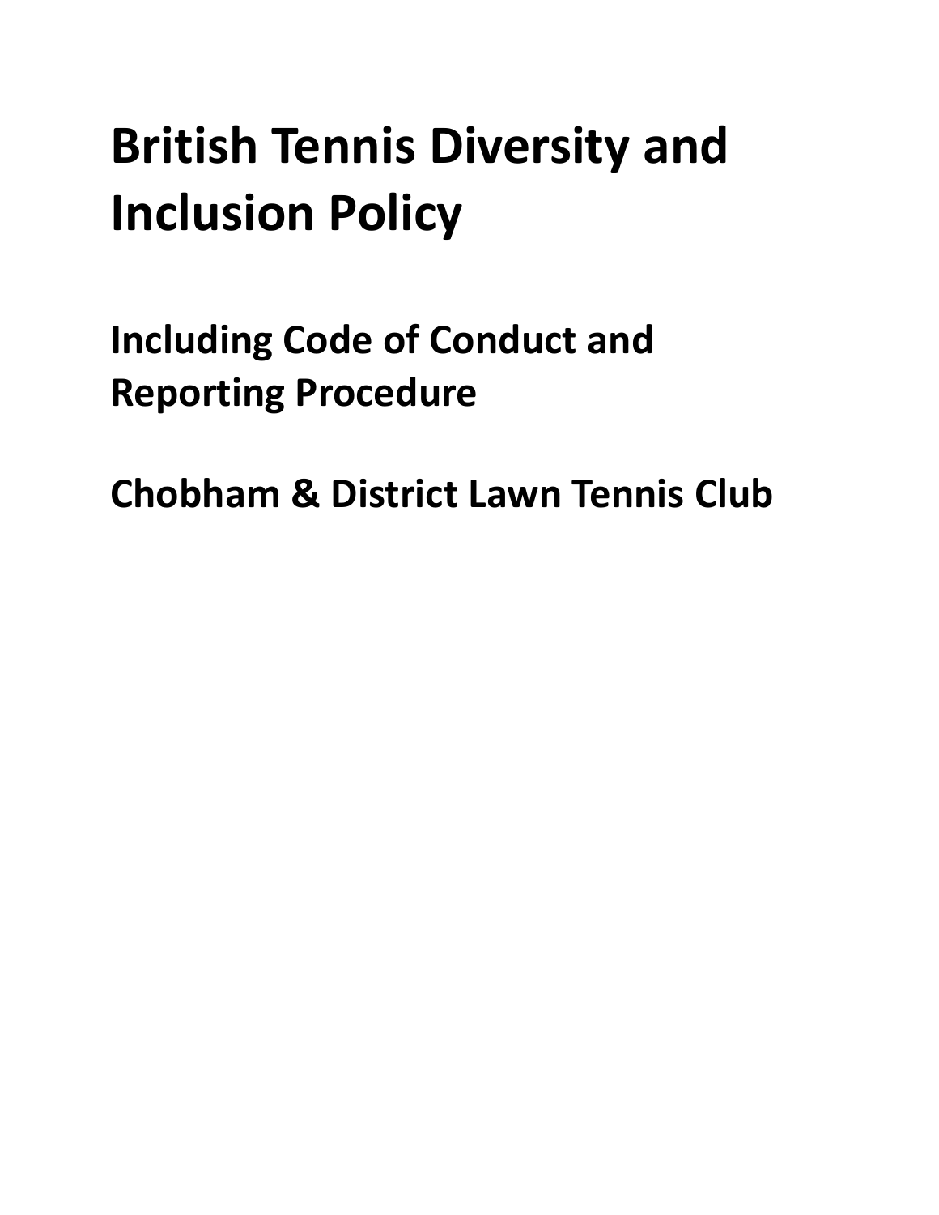# British Tennis Diversity and Inclusion Policy

## Including Code of Conduct and Reporting Procedure

## Chobham & District Lawn Tennis Club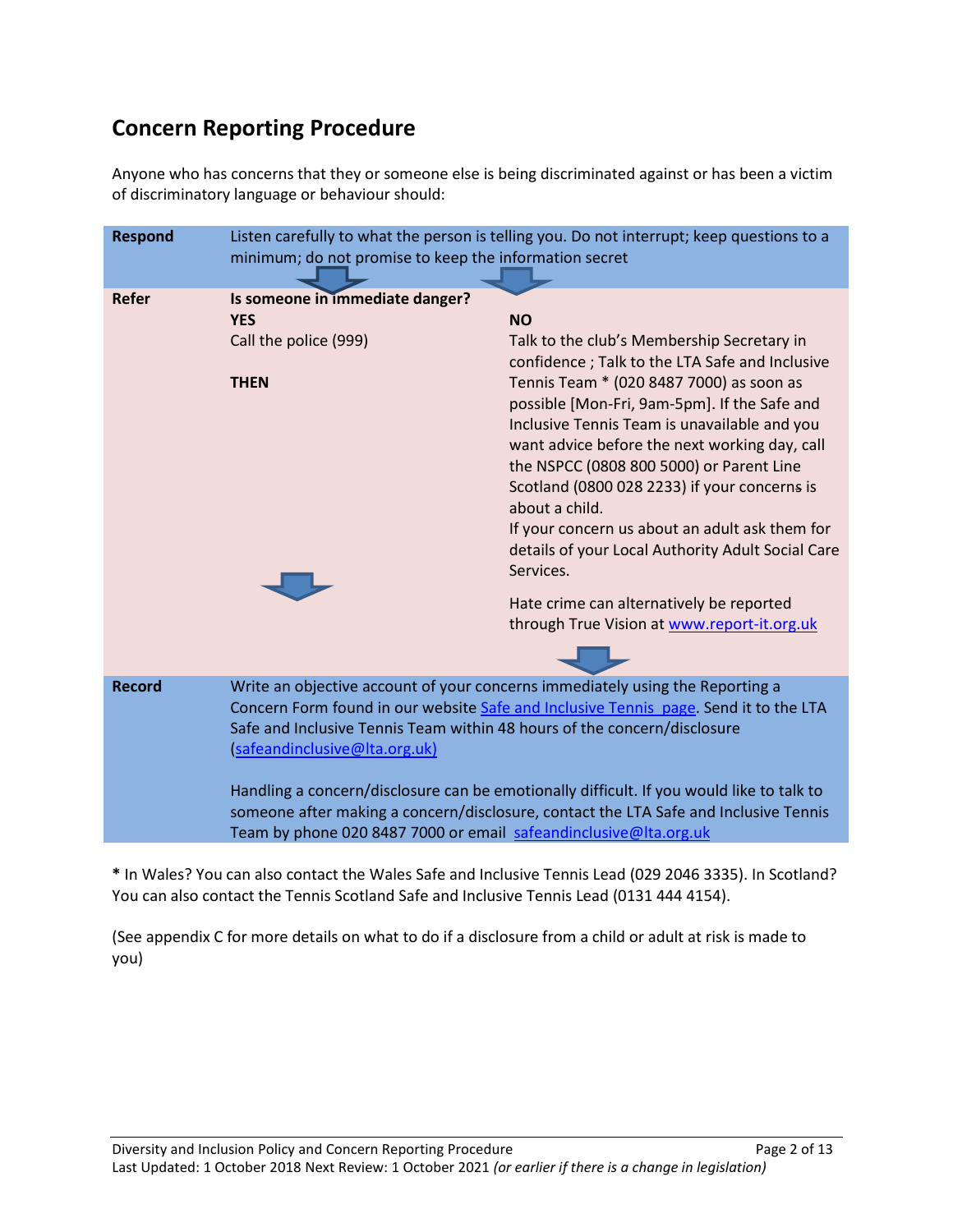## Concern Reporting Procedure

Anyone who has concerns that they or someone else is being discriminated against or has been a victim of discriminatory language or behaviour should:

| | | |
|---|---|---|
| **Respond** | Listen carefully to what the person is telling you. Do not interrupt; keep questions to a minimum; do not promise to keep the information secret | |
| **Refer** | **Is someone in immediate danger?**<br>**YES**<br>Call the police (999)<br><br>**THEN** | **NO**<br>Talk to the club's Membership Secretary in confidence ; Talk to the LTA Safe and Inclusive Tennis Team * (020 8487 7000) as soon as possible [Mon-Fri, 9am-5pm]. If the Safe and Inclusive Tennis Team is unavailable and you want advice before the next working day, call the NSPCC (0808 800 5000) or Parent Line Scotland (0800 028 2233) if your concerns is about a child.<br>If your concern us about an adult ask them for details of your Local Authority Adult Social Care Services.<br><br>Hate crime can alternatively be reported through True Vision at [www.report-it.org.uk](www.report-it.org.uk) |
| **Record** | Write an objective account of your concerns immediately using the Reporting a Concern Form found in our website [Safe and Inclusive Tennis page](). Send it to the LTA Safe and Inclusive Tennis Team within 48 hours of the concern/disclosure ([safeandinclusive@lta.org.uk](mailto:safeandinclusive@lta.org.uk))<br><br>Handling a concern/disclosure can be emotionally difficult. If you would like to talk to someone after making a concern/disclosure, contact the LTA Safe and Inclusive Tennis Team by phone 020 8487 7000 or email [safeandinclusive@lta.org.uk](mailto:safeandinclusive@lta.org.uk) | |

**\*** In Wales? You can also contact the Wales Safe and Inclusive Tennis Lead (029 2046 3335). In Scotland? You can also contact the Tennis Scotland Safe and Inclusive Tennis Lead (0131 444 4154).

(See appendix C for more details on what to do if a disclosure from a child or adult at risk is made to you)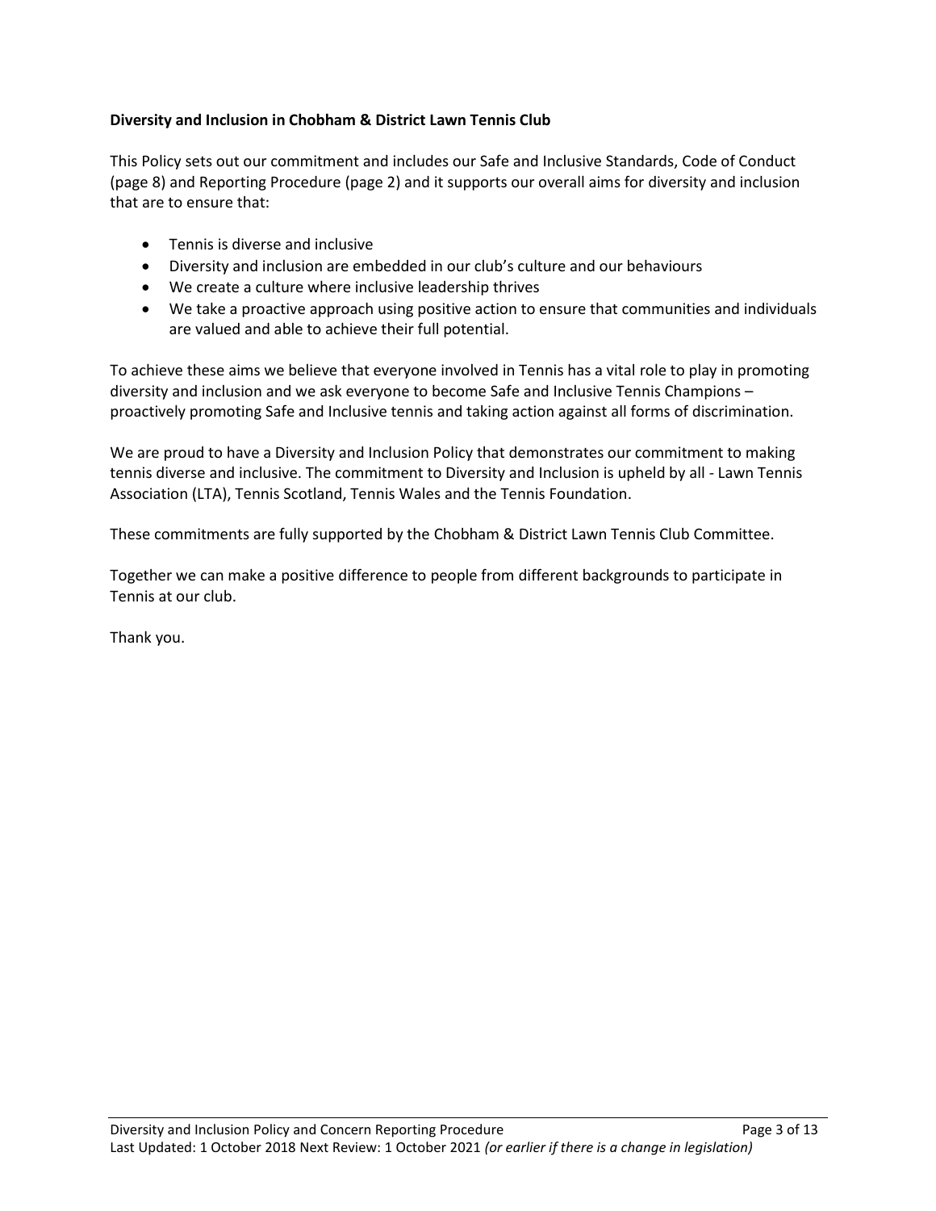**Diversity and Inclusion in Chobham & District Lawn Tennis Club**

This Policy sets out our commitment and includes our Safe and Inclusive Standards, Code of Conduct (page 8) and Reporting Procedure (page 2) and it supports our overall aims for diversity and inclusion that are to ensure that:

- Tennis is diverse and inclusive
- Diversity and inclusion are embedded in our club's culture and our behaviours
- We create a culture where inclusive leadership thrives
- We take a proactive approach using positive action to ensure that communities and individuals are valued and able to achieve their full potential.

To achieve these aims we believe that everyone involved in Tennis has a vital role to play in promoting diversity and inclusion and we ask everyone to become Safe and Inclusive Tennis Champions – proactively promoting Safe and Inclusive tennis and taking action against all forms of discrimination.

We are proud to have a Diversity and Inclusion Policy that demonstrates our commitment to making tennis diverse and inclusive. The commitment to Diversity and Inclusion is upheld by all - Lawn Tennis Association (LTA), Tennis Scotland, Tennis Wales and the Tennis Foundation.

These commitments are fully supported by the Chobham & District Lawn Tennis Club Committee.

Together we can make a positive difference to people from different backgrounds to participate in Tennis at our club.

Thank you.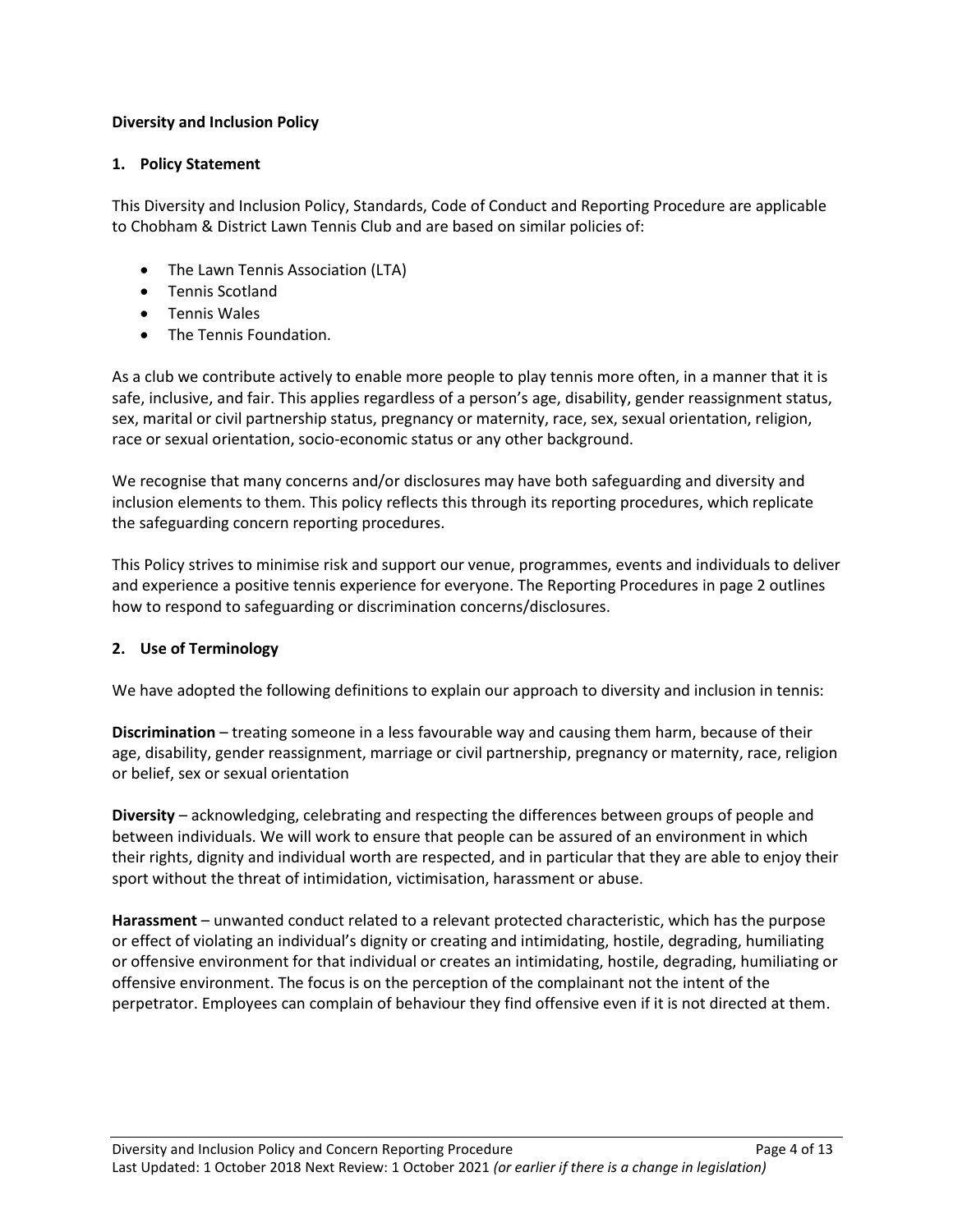**Diversity and Inclusion Policy**

## 1. Policy Statement

This Diversity and Inclusion Policy, Standards, Code of Conduct and Reporting Procedure are applicable to Chobham & District Lawn Tennis Club and are based on similar policies of:

- The Lawn Tennis Association (LTA)
- Tennis Scotland
- Tennis Wales
- The Tennis Foundation.

As a club we contribute actively to enable more people to play tennis more often, in a manner that it is safe, inclusive, and fair. This applies regardless of a person's age, disability, gender reassignment status, sex, marital or civil partnership status, pregnancy or maternity, race, sex, sexual orientation, religion, race or sexual orientation, socio-economic status or any other background.

We recognise that many concerns and/or disclosures may have both safeguarding and diversity and inclusion elements to them. This policy reflects this through its reporting procedures, which replicate the safeguarding concern reporting procedures.

This Policy strives to minimise risk and support our venue, programmes, events and individuals to deliver and experience a positive tennis experience for everyone. The Reporting Procedures in page 2 outlines how to respond to safeguarding or discrimination concerns/disclosures.

## 2. Use of Terminology

We have adopted the following definitions to explain our approach to diversity and inclusion in tennis:

**Discrimination** – treating someone in a less favourable way and causing them harm, because of their age, disability, gender reassignment, marriage or civil partnership, pregnancy or maternity, race, religion or belief, sex or sexual orientation

**Diversity** – acknowledging, celebrating and respecting the differences between groups of people and between individuals. We will work to ensure that people can be assured of an environment in which their rights, dignity and individual worth are respected, and in particular that they are able to enjoy their sport without the threat of intimidation, victimisation, harassment or abuse.

**Harassment** – unwanted conduct related to a relevant protected characteristic, which has the purpose or effect of violating an individual's dignity or creating and intimidating, hostile, degrading, humiliating or offensive environment for that individual or creates an intimidating, hostile, degrading, humiliating or offensive environment. The focus is on the perception of the complainant not the intent of the perpetrator. Employees can complain of behaviour they find offensive even if it is not directed at them.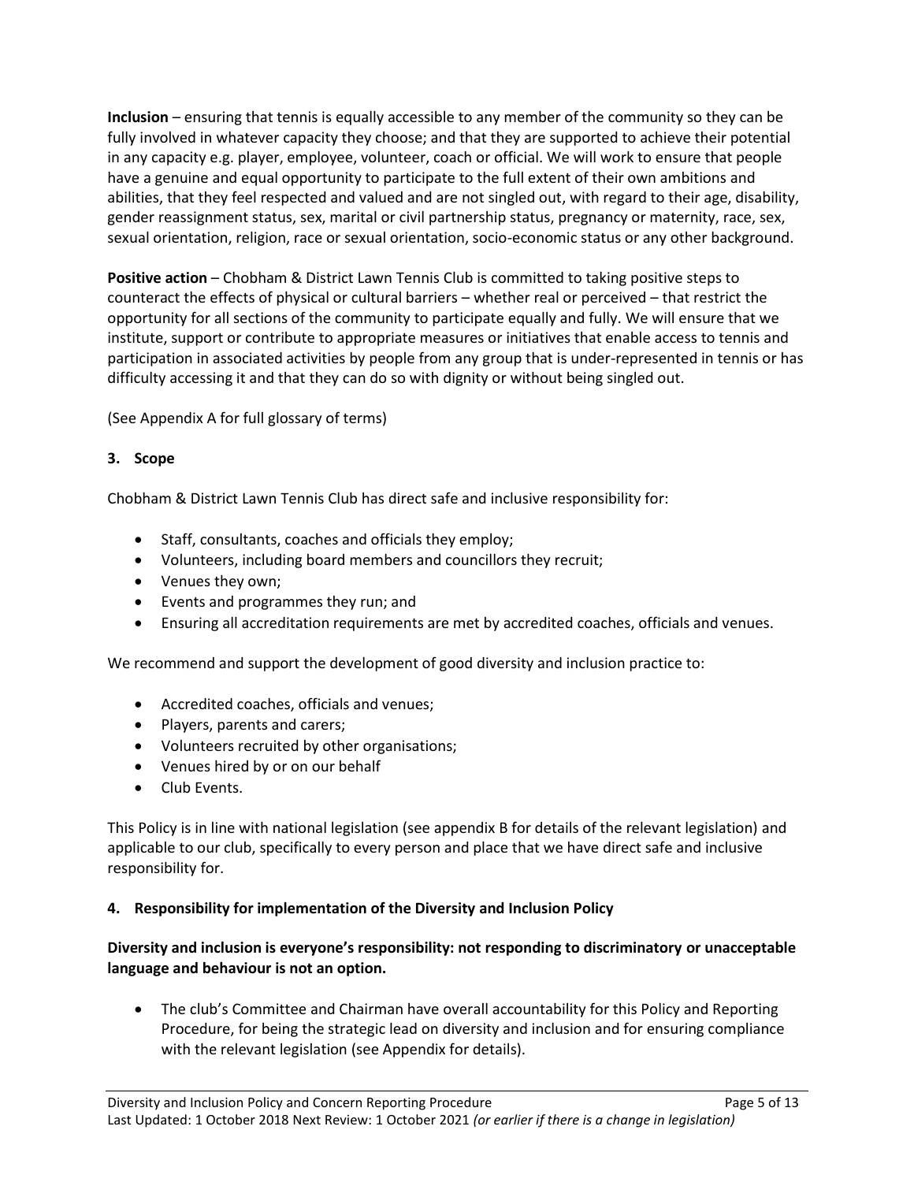**Inclusion** – ensuring that tennis is equally accessible to any member of the community so they can be fully involved in whatever capacity they choose; and that they are supported to achieve their potential in any capacity e.g. player, employee, volunteer, coach or official. We will work to ensure that people have a genuine and equal opportunity to participate to the full extent of their own ambitions and abilities, that they feel respected and valued and are not singled out, with regard to their age, disability, gender reassignment status, sex, marital or civil partnership status, pregnancy or maternity, race, sex, sexual orientation, religion, race or sexual orientation, socio-economic status or any other background.

**Positive action** – Chobham & District Lawn Tennis Club is committed to taking positive steps to counteract the effects of physical or cultural barriers – whether real or perceived – that restrict the opportunity for all sections of the community to participate equally and fully. We will ensure that we institute, support or contribute to appropriate measures or initiatives that enable access to tennis and participation in associated activities by people from any group that is under-represented in tennis or has difficulty accessing it and that they can do so with dignity or without being singled out.

(See Appendix A for full glossary of terms)

### 3. Scope

Chobham & District Lawn Tennis Club has direct safe and inclusive responsibility for:

- Staff, consultants, coaches and officials they employ;
- Volunteers, including board members and councillors they recruit;
- Venues they own;
- Events and programmes they run; and
- Ensuring all accreditation requirements are met by accredited coaches, officials and venues.

We recommend and support the development of good diversity and inclusion practice to:

- Accredited coaches, officials and venues;
- Players, parents and carers;
- Volunteers recruited by other organisations;
- Venues hired by or on our behalf
- Club Events.

This Policy is in line with national legislation (see appendix B for details of the relevant legislation) and applicable to our club, specifically to every person and place that we have direct safe and inclusive responsibility for.

### 4. Responsibility for implementation of the Diversity and Inclusion Policy

**Diversity and inclusion is everyone's responsibility: not responding to discriminatory or unacceptable language and behaviour is not an option.**

- The club's Committee and Chairman have overall accountability for this Policy and Reporting Procedure, for being the strategic lead on diversity and inclusion and for ensuring compliance with the relevant legislation (see Appendix for details).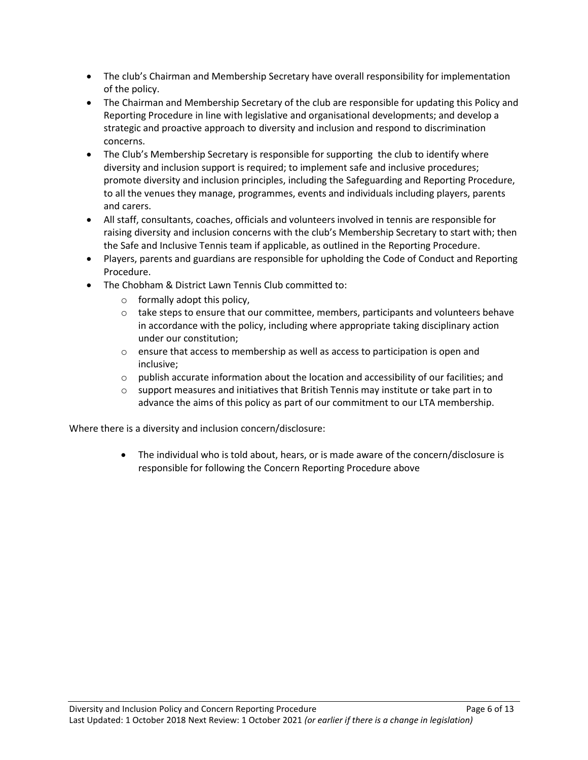- The club's Chairman and Membership Secretary have overall responsibility for implementation of the policy.
- The Chairman and Membership Secretary of the club are responsible for updating this Policy and Reporting Procedure in line with legislative and organisational developments; and develop a strategic and proactive approach to diversity and inclusion and respond to discrimination concerns.
- The Club's Membership Secretary is responsible for supporting the club to identify where diversity and inclusion support is required; to implement safe and inclusive procedures; promote diversity and inclusion principles, including the Safeguarding and Reporting Procedure, to all the venues they manage, programmes, events and individuals including players, parents and carers.
- All staff, consultants, coaches, officials and volunteers involved in tennis are responsible for raising diversity and inclusion concerns with the club's Membership Secretary to start with; then the Safe and Inclusive Tennis team if applicable, as outlined in the Reporting Procedure.
- Players, parents and guardians are responsible for upholding the Code of Conduct and Reporting Procedure.
- The Chobham & District Lawn Tennis Club committed to:
    - formally adopt this policy,
    - take steps to ensure that our committee, members, participants and volunteers behave in accordance with the policy, including where appropriate taking disciplinary action under our constitution;
    - ensure that access to membership as well as access to participation is open and inclusive;
    - publish accurate information about the location and accessibility of our facilities; and
    - support measures and initiatives that British Tennis may institute or take part in to advance the aims of this policy as part of our commitment to our LTA membership.

Where there is a diversity and inclusion concern/disclosure:

- The individual who is told about, hears, or is made aware of the concern/disclosure is responsible for following the Concern Reporting Procedure above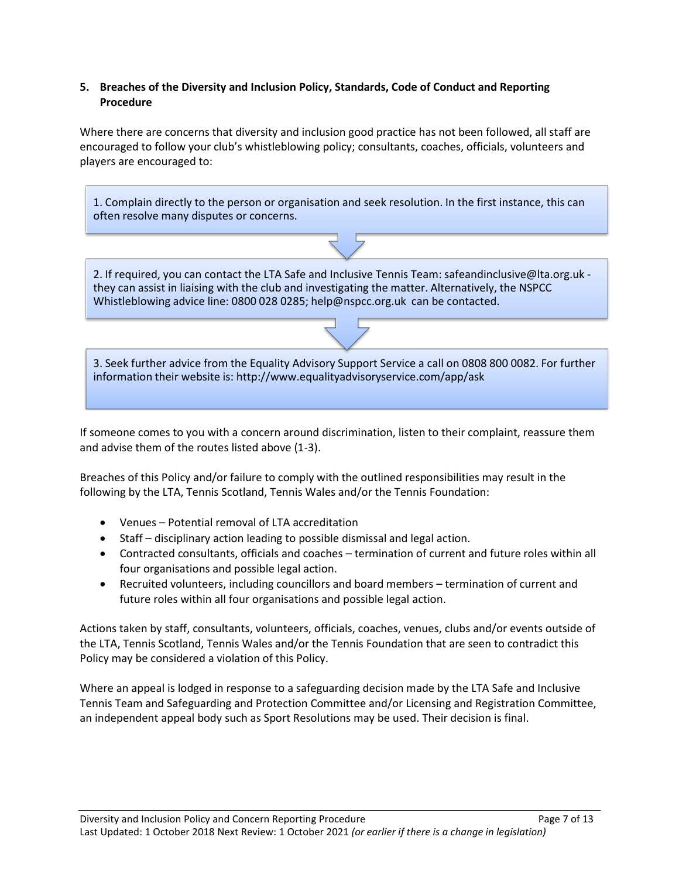## 5. Breaches of the Diversity and Inclusion Policy, Standards, Code of Conduct and Reporting Procedure

Where there are concerns that diversity and inclusion good practice has not been followed, all staff are encouraged to follow your club's whistleblowing policy; consultants, coaches, officials, volunteers and players are encouraged to:

1. Complain directly to the person or organisation and seek resolution. In the first instance, this can often resolve many disputes or concerns.

2. If required, you can contact the LTA Safe and Inclusive Tennis Team: safeandinclusive@lta.org.uk - they can assist in liaising with the club and investigating the matter. Alternatively, the NSPCC Whistleblowing advice line: 0800 028 0285; help@nspcc.org.uk can be contacted.

3. Seek further advice from the Equality Advisory Support Service a call on 0808 800 0082. For further information their website is: http://www.equalityadvisoryservice.com/app/ask

If someone comes to you with a concern around discrimination, listen to their complaint, reassure them and advise them of the routes listed above (1-3).

Breaches of this Policy and/or failure to comply with the outlined responsibilities may result in the following by the LTA, Tennis Scotland, Tennis Wales and/or the Tennis Foundation:

- Venues – Potential removal of LTA accreditation
- Staff – disciplinary action leading to possible dismissal and legal action.
- Contracted consultants, officials and coaches – termination of current and future roles within all four organisations and possible legal action.
- Recruited volunteers, including councillors and board members – termination of current and future roles within all four organisations and possible legal action.

Actions taken by staff, consultants, volunteers, officials, coaches, venues, clubs and/or events outside of the LTA, Tennis Scotland, Tennis Wales and/or the Tennis Foundation that are seen to contradict this Policy may be considered a violation of this Policy.

Where an appeal is lodged in response to a safeguarding decision made by the LTA Safe and Inclusive Tennis Team and Safeguarding and Protection Committee and/or Licensing and Registration Committee, an independent appeal body such as Sport Resolutions may be used. Their decision is final.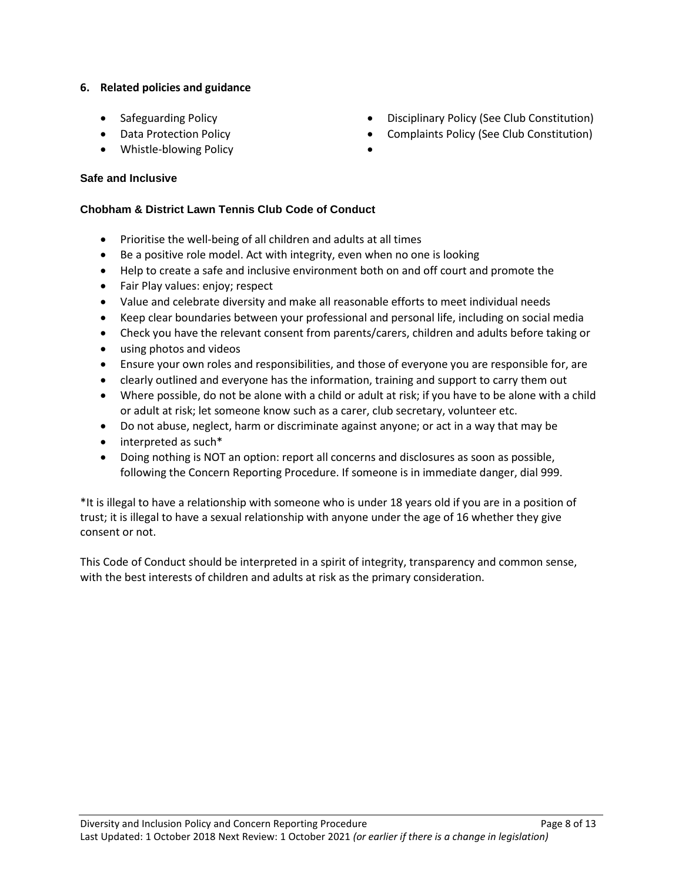### 6. Related policies and guidance

- Safeguarding Policy
- Data Protection Policy
- Whistle-blowing Policy
- Disciplinary Policy (See Club Constitution)
- Complaints Policy (See Club Constitution)

**Safe and Inclusive**

**Chobham & District Lawn Tennis Club Code of Conduct**

- Prioritise the well-being of all children and adults at all times
- Be a positive role model. Act with integrity, even when no one is looking
- Help to create a safe and inclusive environment both on and off court and promote the
- Fair Play values: enjoy; respect
- Value and celebrate diversity and make all reasonable efforts to meet individual needs
- Keep clear boundaries between your professional and personal life, including on social media
- Check you have the relevant consent from parents/carers, children and adults before taking or
- using photos and videos
- Ensure your own roles and responsibilities, and those of everyone you are responsible for, are
- clearly outlined and everyone has the information, training and support to carry them out
- Where possible, do not be alone with a child or adult at risk; if you have to be alone with a child or adult at risk; let someone know such as a carer, club secretary, volunteer etc.
- Do not abuse, neglect, harm or discriminate against anyone; or act in a way that may be
- interpreted as such*
- Doing nothing is NOT an option: report all concerns and disclosures as soon as possible, following the Concern Reporting Procedure. If someone is in immediate danger, dial 999.

*It is illegal to have a relationship with someone who is under 18 years old if you are in a position of trust; it is illegal to have a sexual relationship with anyone under the age of 16 whether they give consent or not.

This Code of Conduct should be interpreted in a spirit of integrity, transparency and common sense, with the best interests of children and adults at risk as the primary consideration.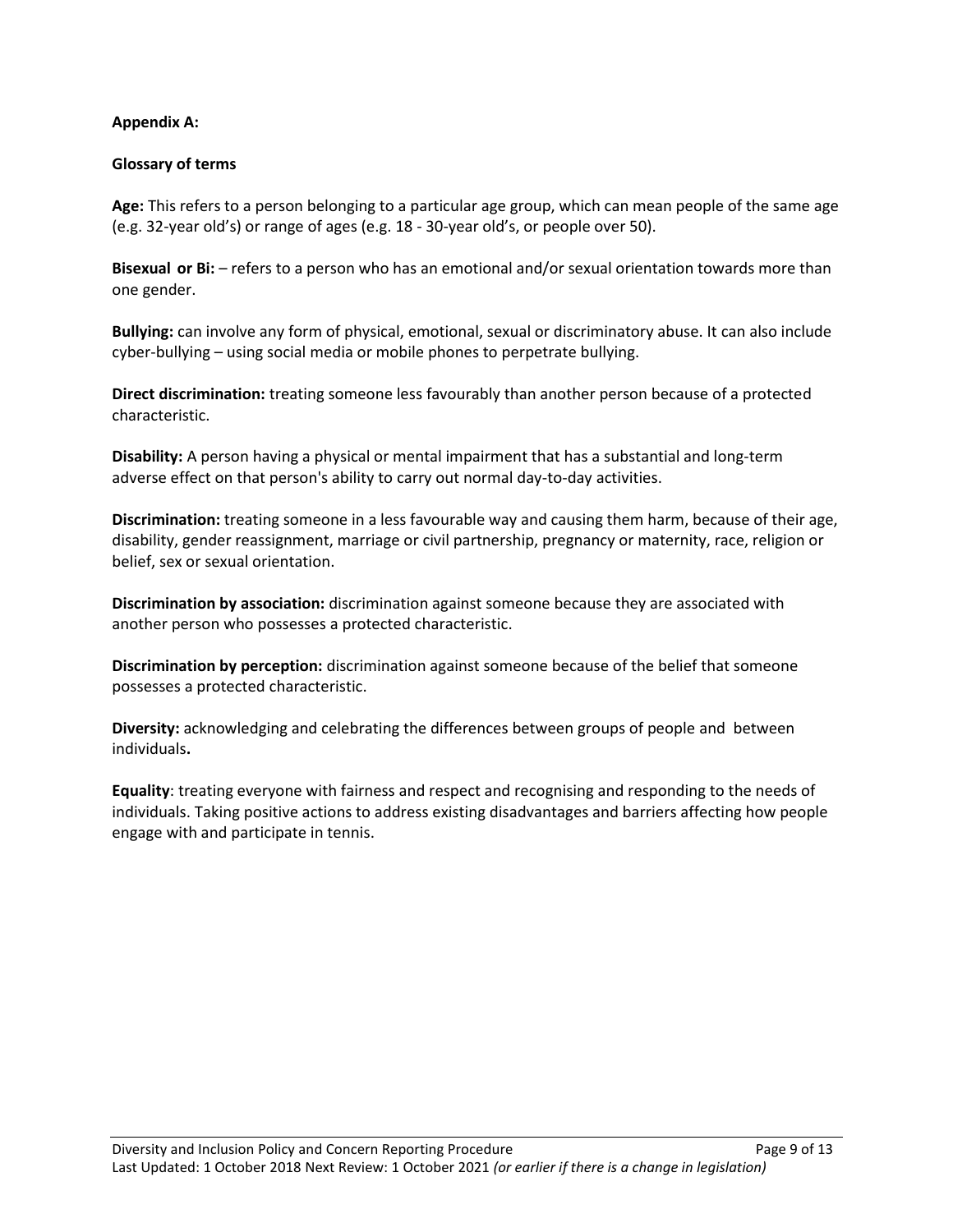**Appendix A:**

**Glossary of terms**

**Age:** This refers to a person belonging to a particular age group, which can mean people of the same age (e.g. 32-year old's) or range of ages (e.g. 18 - 30-year old's, or people over 50).

**Bisexual or Bi:** – refers to a person who has an emotional and/or sexual orientation towards more than one gender.

**Bullying:** can involve any form of physical, emotional, sexual or discriminatory abuse. It can also include cyber-bullying – using social media or mobile phones to perpetrate bullying.

**Direct discrimination:** treating someone less favourably than another person because of a protected characteristic.

**Disability:** A person having a physical or mental impairment that has a substantial and long-term adverse effect on that person's ability to carry out normal day-to-day activities.

**Discrimination:** treating someone in a less favourable way and causing them harm, because of their age, disability, gender reassignment, marriage or civil partnership, pregnancy or maternity, race, religion or belief, sex or sexual orientation.

**Discrimination by association:** discrimination against someone because they are associated with another person who possesses a protected characteristic.

**Discrimination by perception:** discrimination against someone because of the belief that someone possesses a protected characteristic.

**Diversity:** acknowledging and celebrating the differences between groups of people and between individuals**.**

**Equality**: treating everyone with fairness and respect and recognising and responding to the needs of individuals. Taking positive actions to address existing disadvantages and barriers affecting how people engage with and participate in tennis.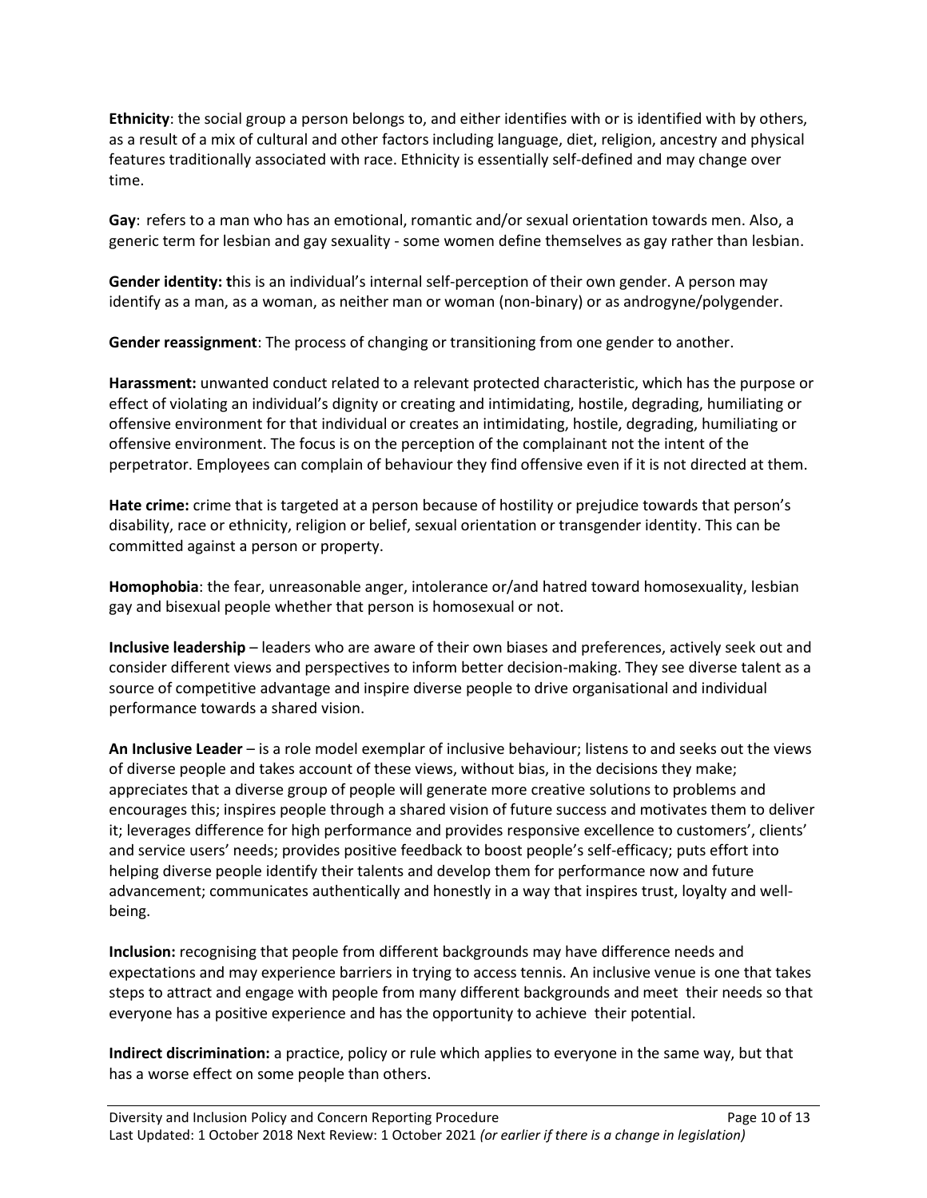**Ethnicity**: the social group a person belongs to, and either identifies with or is identified with by others, as a result of a mix of cultural and other factors including language, diet, religion, ancestry and physical features traditionally associated with race. Ethnicity is essentially self-defined and may change over time.

**Gay**: refers to a man who has an emotional, romantic and/or sexual orientation towards men. Also, a generic term for lesbian and gay sexuality - some women define themselves as gay rather than lesbian.

**Gender identity: t**his is an individual's internal self-perception of their own gender. A person may identify as a man, as a woman, as neither man or woman (non-binary) or as androgyne/polygender.

**Gender reassignment**: The process of changing or transitioning from one gender to another.

**Harassment:** unwanted conduct related to a relevant protected characteristic, which has the purpose or effect of violating an individual's dignity or creating and intimidating, hostile, degrading, humiliating or offensive environment for that individual or creates an intimidating, hostile, degrading, humiliating or offensive environment. The focus is on the perception of the complainant not the intent of the perpetrator. Employees can complain of behaviour they find offensive even if it is not directed at them.

**Hate crime:** crime that is targeted at a person because of hostility or prejudice towards that person's disability, race or ethnicity, religion or belief, sexual orientation or transgender identity. This can be committed against a person or property.

**Homophobia**: the fear, unreasonable anger, intolerance or/and hatred toward homosexuality, lesbian gay and bisexual people whether that person is homosexual or not.

**Inclusive leadership** – leaders who are aware of their own biases and preferences, actively seek out and consider different views and perspectives to inform better decision-making. They see diverse talent as a source of competitive advantage and inspire diverse people to drive organisational and individual performance towards a shared vision.

**An Inclusive Leader** – is a role model exemplar of inclusive behaviour; listens to and seeks out the views of diverse people and takes account of these views, without bias, in the decisions they make; appreciates that a diverse group of people will generate more creative solutions to problems and encourages this; inspires people through a shared vision of future success and motivates them to deliver it; leverages difference for high performance and provides responsive excellence to customers', clients' and service users' needs; provides positive feedback to boost people's self-efficacy; puts effort into helping diverse people identify their talents and develop them for performance now and future advancement; communicates authentically and honestly in a way that inspires trust, loyalty and well-being.

**Inclusion:** recognising that people from different backgrounds may have difference needs and expectations and may experience barriers in trying to access tennis. An inclusive venue is one that takes steps to attract and engage with people from many different backgrounds and meet their needs so that everyone has a positive experience and has the opportunity to achieve their potential.

**Indirect discrimination:** a practice, policy or rule which applies to everyone in the same way, but that has a worse effect on some people than others.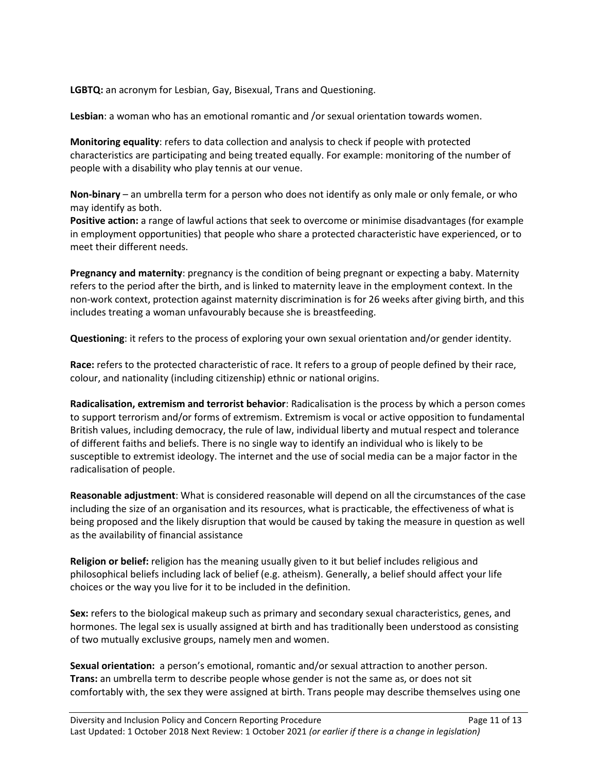**LGBTQ:** an acronym for Lesbian, Gay, Bisexual, Trans and Questioning.

**Lesbian**: a woman who has an emotional romantic and /or sexual orientation towards women.

**Monitoring equality**: refers to data collection and analysis to check if people with protected characteristics are participating and being treated equally. For example: monitoring of the number of people with a disability who play tennis at our venue.

**Non-binary** – an umbrella term for a person who does not identify as only male or only female, or who may identify as both.

**Positive action:** a range of lawful actions that seek to overcome or minimise disadvantages (for example in employment opportunities) that people who share a protected characteristic have experienced, or to meet their different needs.

**Pregnancy and maternity**: pregnancy is the condition of being pregnant or expecting a baby. Maternity refers to the period after the birth, and is linked to maternity leave in the employment context. In the non-work context, protection against maternity discrimination is for 26 weeks after giving birth, and this includes treating a woman unfavourably because she is breastfeeding.

**Questioning**: it refers to the process of exploring your own sexual orientation and/or gender identity.

**Race:** refers to the protected characteristic of race. It refers to a group of people defined by their race, colour, and nationality (including citizenship) ethnic or national origins.

**Radicalisation, extremism and terrorist behavior**: Radicalisation is the process by which a person comes to support terrorism and/or forms of extremism. Extremism is vocal or active opposition to fundamental British values, including democracy, the rule of law, individual liberty and mutual respect and tolerance of different faiths and beliefs. There is no single way to identify an individual who is likely to be susceptible to extremist ideology. The internet and the use of social media can be a major factor in the radicalisation of people.

**Reasonable adjustment**: What is considered reasonable will depend on all the circumstances of the case including the size of an organisation and its resources, what is practicable, the effectiveness of what is being proposed and the likely disruption that would be caused by taking the measure in question as well as the availability of financial assistance

**Religion or belief:** religion has the meaning usually given to it but belief includes religious and philosophical beliefs including lack of belief (e.g. atheism). Generally, a belief should affect your life choices or the way you live for it to be included in the definition.

**Sex:** refers to the biological makeup such as primary and secondary sexual characteristics, genes, and hormones. The legal sex is usually assigned at birth and has traditionally been understood as consisting of two mutually exclusive groups, namely men and women.

**Sexual orientation:** a person's emotional, romantic and/or sexual attraction to another person.

**Trans:** an umbrella term to describe people whose gender is not the same as, or does not sit comfortably with, the sex they were assigned at birth. Trans people may describe themselves using one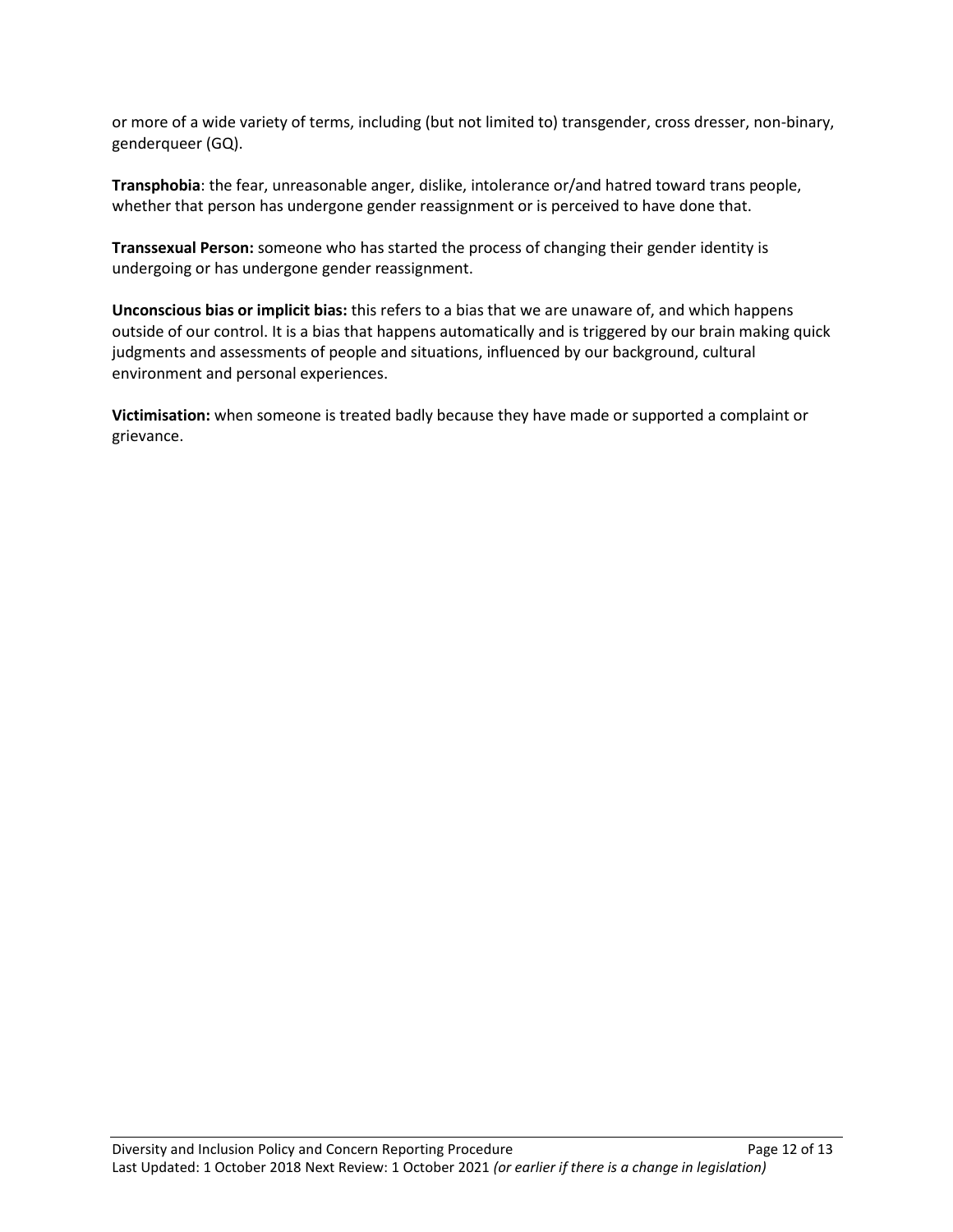or more of a wide variety of terms, including (but not limited to) transgender, cross dresser, non-binary, genderqueer (GQ).

**Transphobia**: the fear, unreasonable anger, dislike, intolerance or/and hatred toward trans people, whether that person has undergone gender reassignment or is perceived to have done that.

**Transsexual Person:** someone who has started the process of changing their gender identity is undergoing or has undergone gender reassignment.

**Unconscious bias or implicit bias:** this refers to a bias that we are unaware of, and which happens outside of our control. It is a bias that happens automatically and is triggered by our brain making quick judgments and assessments of people and situations, influenced by our background, cultural environment and personal experiences.

**Victimisation:** when someone is treated badly because they have made or supported a complaint or grievance.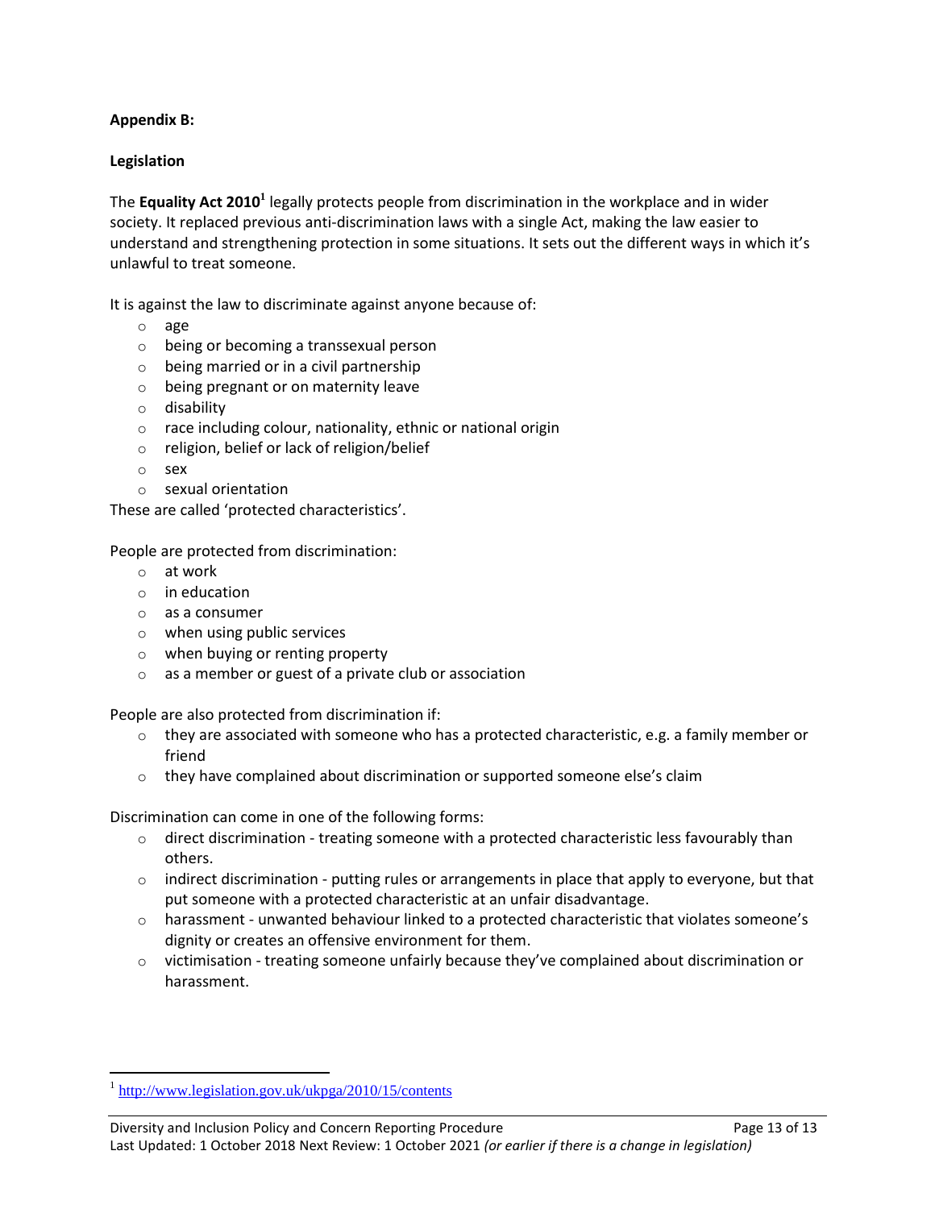**Appendix B:**

**Legislation**

The **Equality Act 2010**[1] legally protects people from discrimination in the workplace and in wider society. It replaced previous anti-discrimination laws with a single Act, making the law easier to understand and strengthening protection in some situations. It sets out the different ways in which it's unlawful to treat someone.

It is against the law to discriminate against anyone because of:

- age
- being or becoming a transsexual person
- being married or in a civil partnership
- being pregnant or on maternity leave
- disability
- race including colour, nationality, ethnic or national origin
- religion, belief or lack of religion/belief
- sex
- sexual orientation

These are called 'protected characteristics'.

People are protected from discrimination:

- at work
- in education
- as a consumer
- when using public services
- when buying or renting property
- as a member or guest of a private club or association

People are also protected from discrimination if:

- they are associated with someone who has a protected characteristic, e.g. a family member or friend
- they have complained about discrimination or supported someone else's claim

Discrimination can come in one of the following forms:

- direct discrimination - treating someone with a protected characteristic less favourably than others.
- indirect discrimination - putting rules or arrangements in place that apply to everyone, but that put someone with a protected characteristic at an unfair disadvantage.
- harassment - unwanted behaviour linked to a protected characteristic that violates someone's dignity or creates an offensive environment for them.
- victimisation - treating someone unfairly because they've complained about discrimination or harassment.

[1] http://www.legislation.gov.uk/ukpga/2010/15/contents